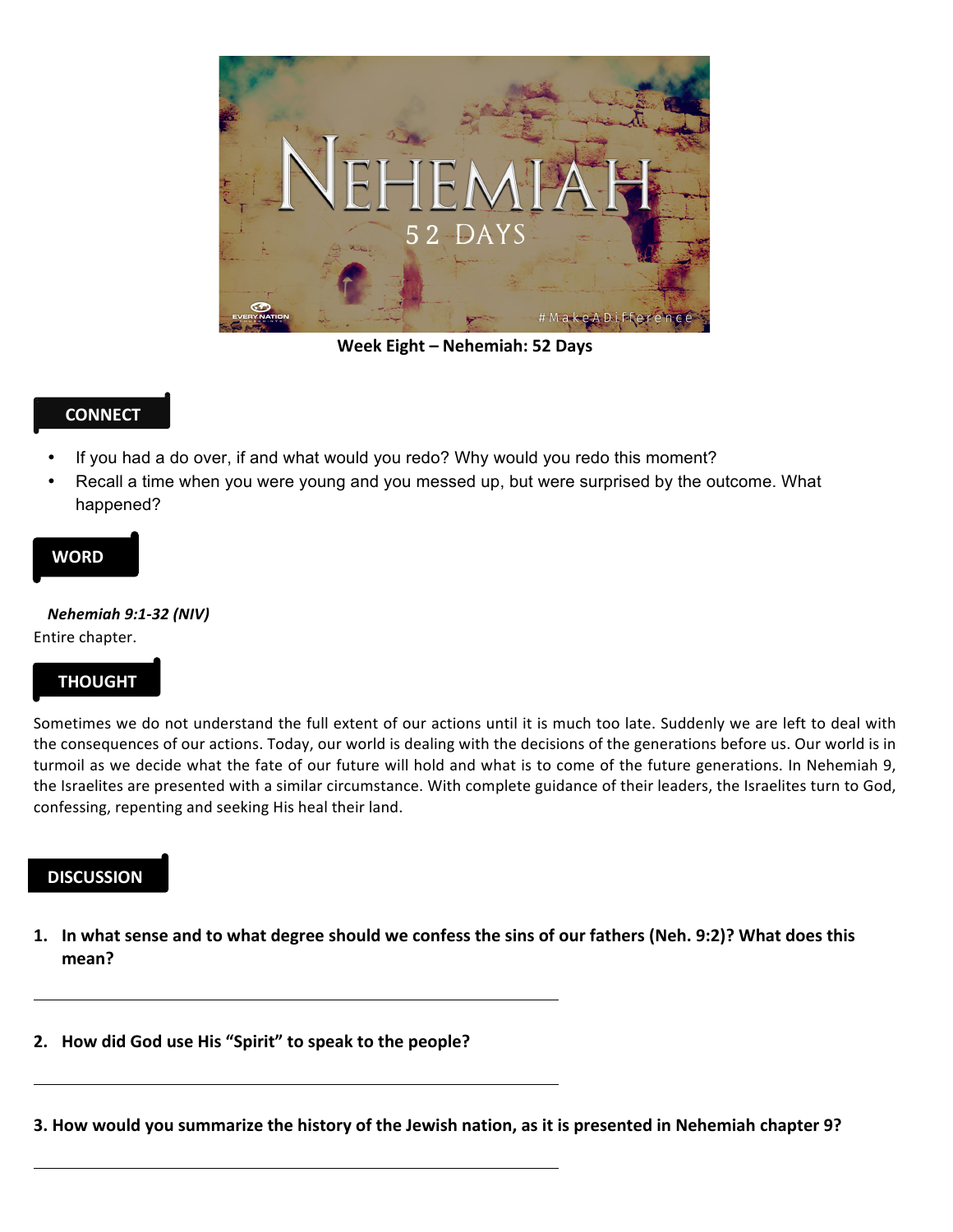**Week Eight – Nehemiah: 52 Days**

## CONNECT

- If you had a do over, if and what would you redo? Why would you redo this moment?
- Recall a time when you were young and you messed up, but were surprised by the outcome. What happened?

## WORD

***Nehemiah 9:1-32 (NIV)***

Entire chapter.

## THOUGHT

Sometimes we do not understand the full extent of our actions until it is much too late. Suddenly we are left to deal with the consequences of our actions. Today, our world is dealing with the decisions of the generations before us. Our world is in turmoil as we decide what the fate of our future will hold and what is to come of the future generations. In Nehemiah 9, the Israelites are presented with a similar circumstance. With complete guidance of their leaders, the Israelites turn to God, confessing, repenting and seeking His heal their land.

## DISCUSSION

1. **In what sense and to what degree should we confess the sins of our fathers (Neh. 9:2)? What does this mean?**

2. **How did God use His "Spirit" to speak to the people?**

**3. How would you summarize the history of the Jewish nation, as it is presented in Nehemiah chapter 9?**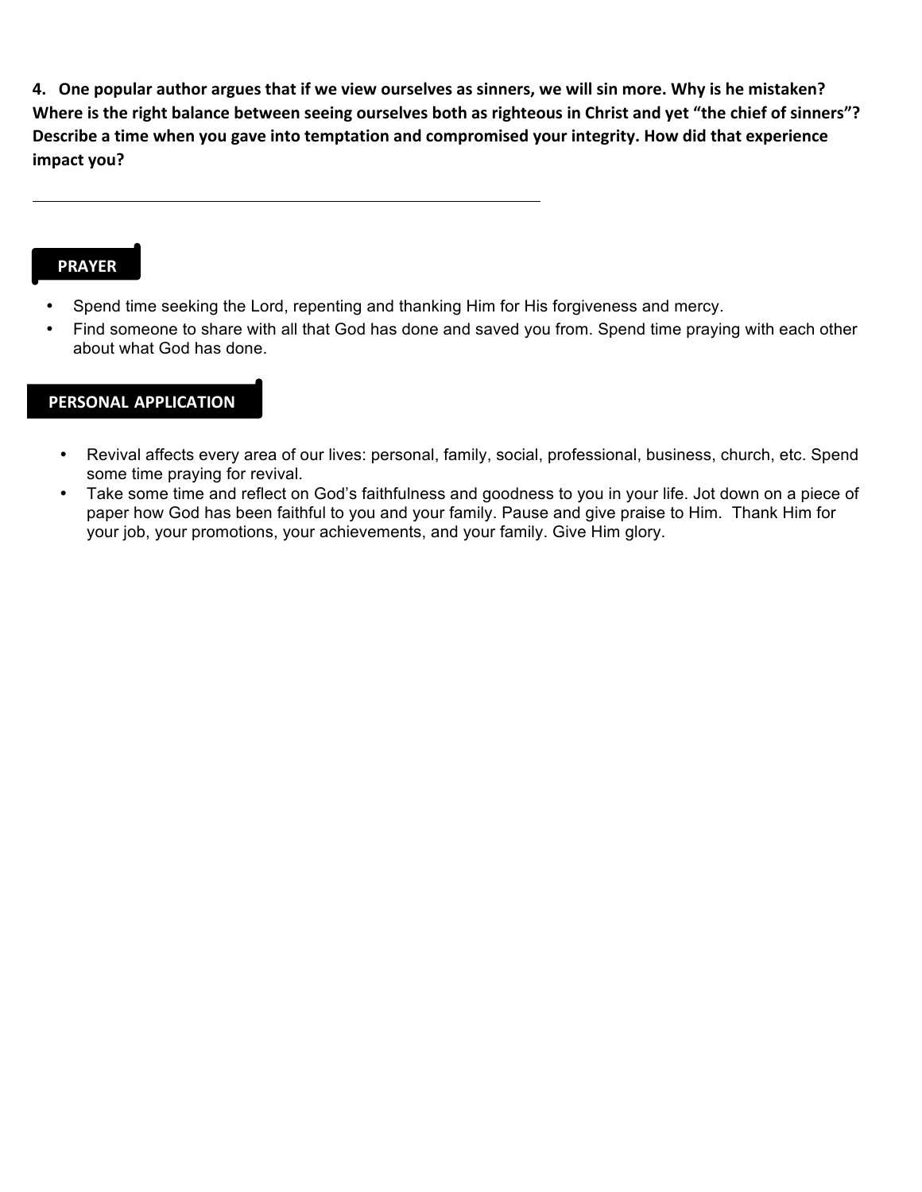**4. One popular author argues that if we view ourselves as sinners, we will sin more. Why is he mistaken? Where is the right balance between seeing ourselves both as righteous in Christ and yet "the chief of sinners"? Describe a time when you gave into temptation and compromised your integrity. How did that experience impact you?**

---

## PRAYER

- Spend time seeking the Lord, repenting and thanking Him for His forgiveness and mercy.
- Find someone to share with all that God has done and saved you from. Spend time praying with each other about what God has done.

## PERSONAL APPLICATION

- Revival affects every area of our lives: personal, family, social, professional, business, church, etc. Spend some time praying for revival.
- Take some time and reflect on God's faithfulness and goodness to you in your life. Jot down on a piece of paper how God has been faithful to you and your family. Pause and give praise to Him. Thank Him for your job, your promotions, your achievements, and your family. Give Him glory.